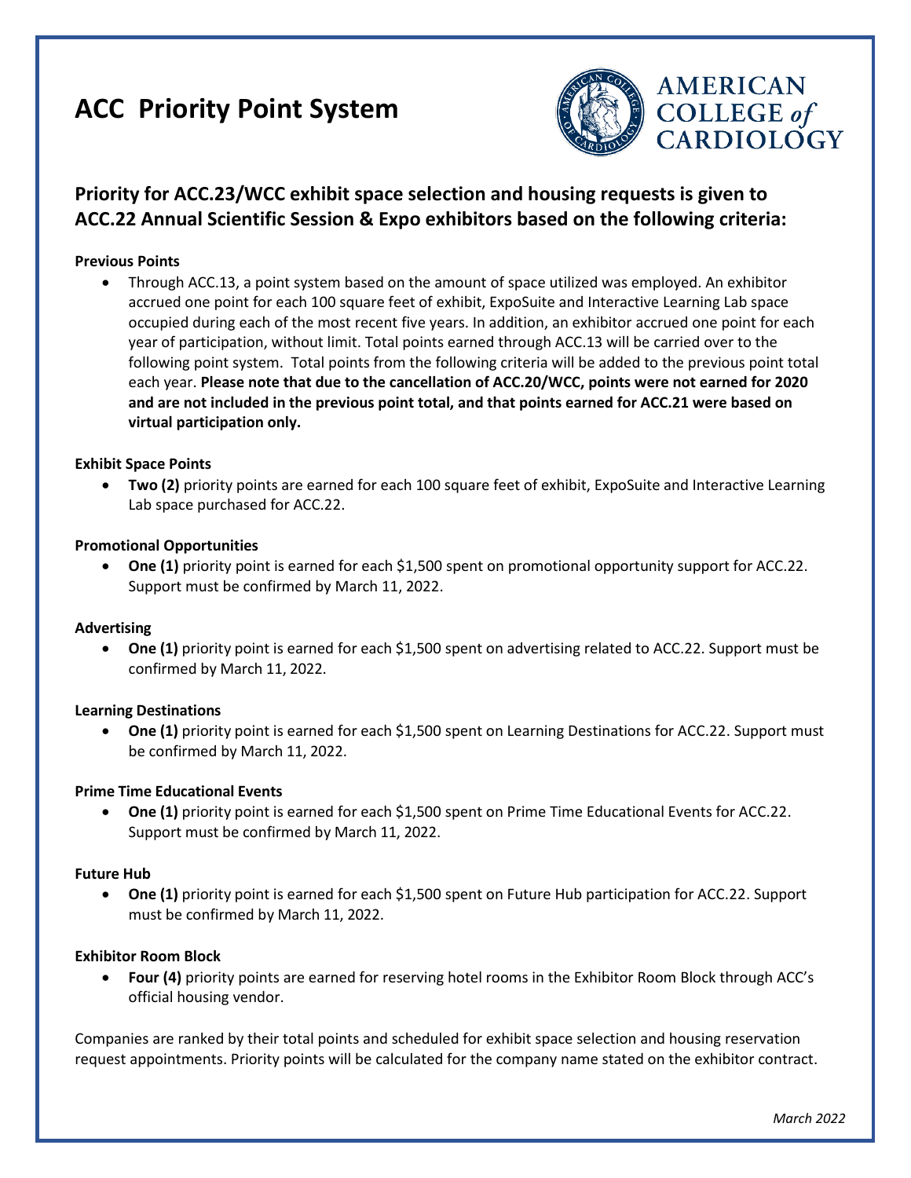# ACC Priority Point System

AMERICAN COLLEGE *of* CARDIOLOGY

## Priority for ACC.23/WCC exhibit space selection and housing requests is given to ACC.22 Annual Scientific Session & Expo exhibitors based on the following criteria:

**Previous Points**

- Through ACC.13, a point system based on the amount of space utilized was employed. An exhibitor accrued one point for each 100 square feet of exhibit, ExpoSuite and Interactive Learning Lab space occupied during each of the most recent five years. In addition, an exhibitor accrued one point for each year of participation, without limit. Total points earned through ACC.13 will be carried over to the following point system. Total points from the following criteria will be added to the previous point total each year. **Please note that due to the cancellation of ACC.20/WCC, points were not earned for 2020 and are not included in the previous point total, and that points earned for ACC.21 were based on virtual participation only.**

**Exhibit Space Points**

- **Two (2)** priority points are earned for each 100 square feet of exhibit, ExpoSuite and Interactive Learning Lab space purchased for ACC.22.

**Promotional Opportunities**

- **One (1)** priority point is earned for each $1,500 spent on promotional opportunity support for ACC.22. Support must be confirmed by March 11, 2022.

**Advertising**

- **One (1)** priority point is earned for each $1,500 spent on advertising related to ACC.22. Support must be confirmed by March 11, 2022.

**Learning Destinations**

- **One (1)** priority point is earned for each $1,500 spent on Learning Destinations for ACC.22. Support must be confirmed by March 11, 2022.

**Prime Time Educational Events**

- **One (1)** priority point is earned for each $1,500 spent on Prime Time Educational Events for ACC.22. Support must be confirmed by March 11, 2022.

**Future Hub**

- **One (1)** priority point is earned for each $1,500 spent on Future Hub participation for ACC.22. Support must be confirmed by March 11, 2022.

**Exhibitor Room Block**

- **Four (4)** priority points are earned for reserving hotel rooms in the Exhibitor Room Block through ACC's official housing vendor.

Companies are ranked by their total points and scheduled for exhibit space selection and housing reservation request appointments. Priority points will be calculated for the company name stated on the exhibitor contract.

*March 2022*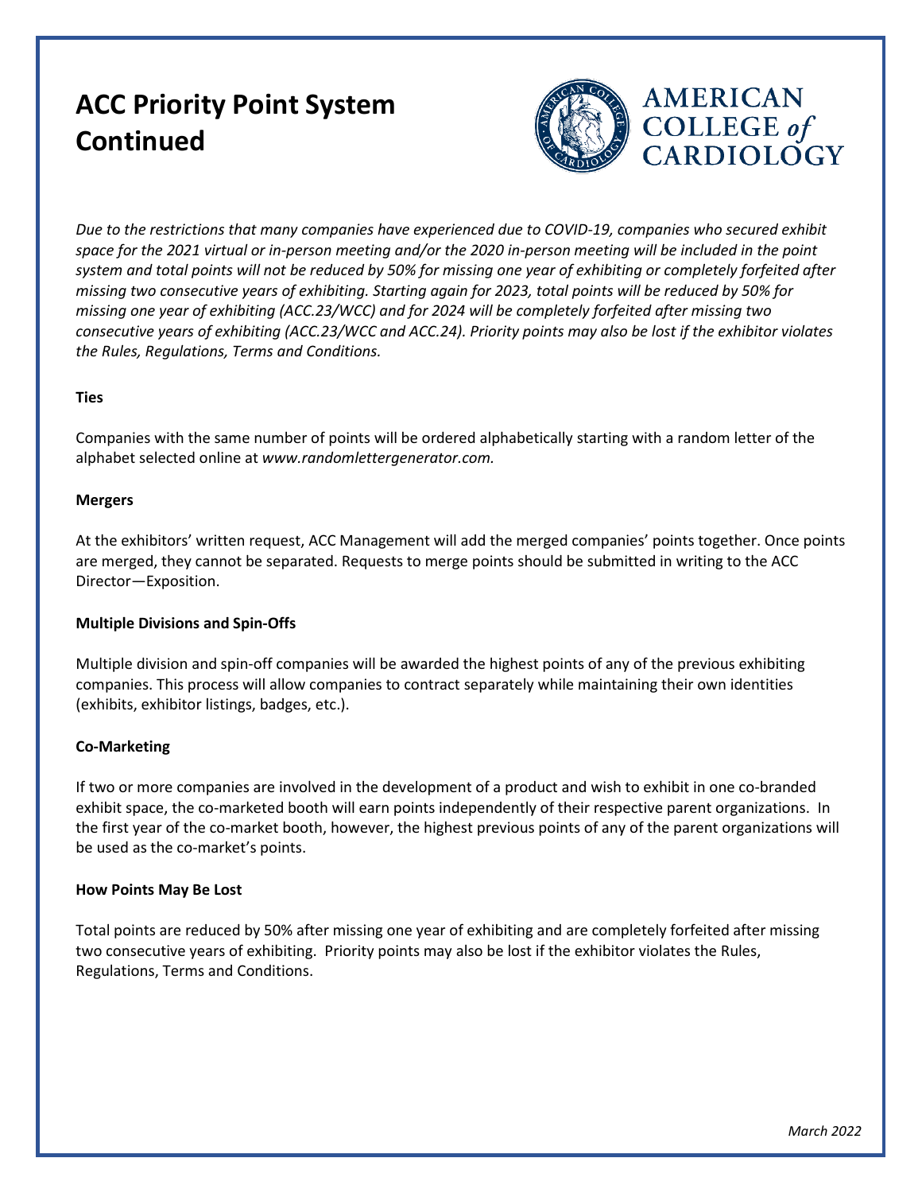# ACC Priority Point System Continued

*Due to the restrictions that many companies have experienced due to COVID-19, companies who secured exhibit space for the 2021 virtual or in-person meeting and/or the 2020 in-person meeting will be included in the point system and total points will not be reduced by 50% for missing one year of exhibiting or completely forfeited after missing two consecutive years of exhibiting. Starting again for 2023, total points will be reduced by 50% for missing one year of exhibiting (ACC.23/WCC) and for 2024 will be completely forfeited after missing two consecutive years of exhibiting (ACC.23/WCC and ACC.24). Priority points may also be lost if the exhibitor violates the Rules, Regulations, Terms and Conditions.*

**Ties**

Companies with the same number of points will be ordered alphabetically starting with a random letter of the alphabet selected online at *www.randomlettergenerator.com.*

**Mergers**

At the exhibitors' written request, ACC Management will add the merged companies' points together. Once points are merged, they cannot be separated. Requests to merge points should be submitted in writing to the ACC Director—Exposition.

**Multiple Divisions and Spin-Offs**

Multiple division and spin-off companies will be awarded the highest points of any of the previous exhibiting companies. This process will allow companies to contract separately while maintaining their own identities (exhibits, exhibitor listings, badges, etc.).

**Co-Marketing**

If two or more companies are involved in the development of a product and wish to exhibit in one co-branded exhibit space, the co-marketed booth will earn points independently of their respective parent organizations. In the first year of the co-market booth, however, the highest previous points of any of the parent organizations will be used as the co-market's points.

**How Points May Be Lost**

Total points are reduced by 50% after missing one year of exhibiting and are completely forfeited after missing two consecutive years of exhibiting. Priority points may also be lost if the exhibitor violates the Rules, Regulations, Terms and Conditions.

*March 2022*